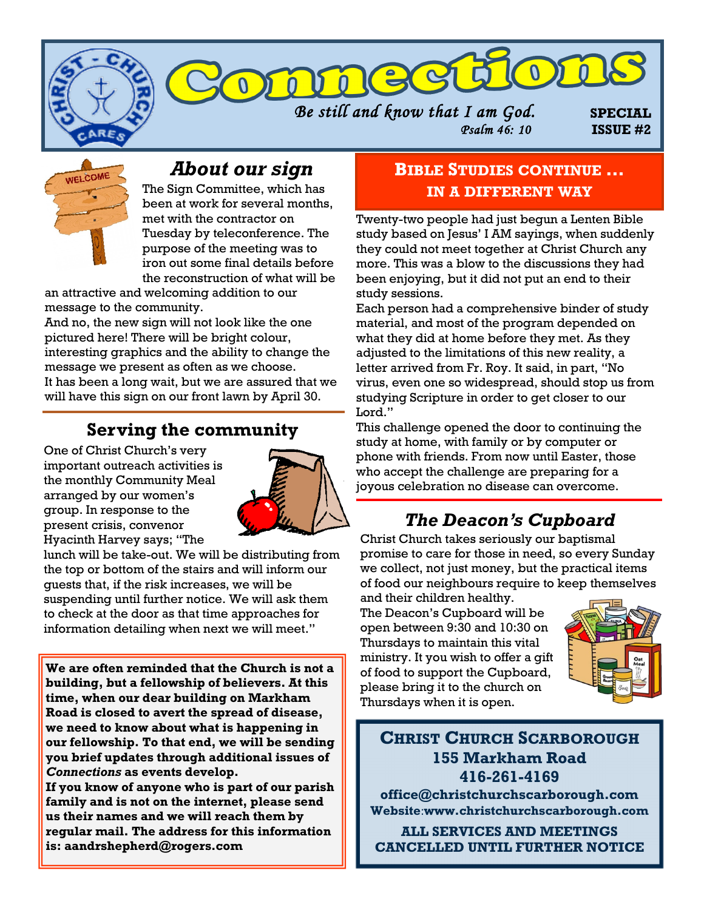# Connections

*Be still and know that I am God.*
*Psalm 46: 10*

**SPECIAL ISSUE #2**

## *About our sign*

The Sign Committee, which has been at work for several months, met with the contractor on Tuesday by teleconference. The purpose of the meeting was to iron out some final details before the reconstruction of what will be an attractive and welcoming addition to our message to the community.

And no, the new sign will not look like the one pictured here! There will be bright colour, interesting graphics and the ability to change the message we present as often as we choose.

It has been a long wait, but we are assured that we will have this sign on our front lawn by April 30.

## Serving the community

One of Christ Church's very important outreach activities is the monthly Community Meal arranged by our women's group. In response to the present crisis, convenor Hyacinth Harvey says; "The lunch will be take-out. We will be distributing from the top or bottom of the stairs and will inform our guests that, if the risk increases, we will be suspending until further notice. We will ask them to check at the door as that time approaches for information detailing when next we will meet."

**We are often reminded that the Church is not a building, but a fellowship of believers. At this time, when our dear building on Markham Road is closed to avert the spread of disease, we need to know about what is happening in our fellowship. To that end, we will be sending you brief updates through additional issues of *Connections* as events develop.**

**If you know of anyone who is part of our parish family and is not on the internet, please send us their names and we will reach them by regular mail. The address for this information is: aandrshepherd@rogers.com**

## BIBLE STUDIES CONTINUE … IN A DIFFERENT WAY

Twenty-two people had just begun a Lenten Bible study based on Jesus' I AM sayings, when suddenly they could not meet together at Christ Church any more. This was a blow to the discussions they had been enjoying, but it did not put an end to their study sessions.

Each person had a comprehensive binder of study material, and most of the program depended on what they did at home before they met. As they adjusted to the limitations of this new reality, a letter arrived from Fr. Roy. It said, in part, "No virus, even one so widespread, should stop us from studying Scripture in order to get closer to our Lord."

This challenge opened the door to continuing the study at home, with family or by computer or phone with friends. From now until Easter, those who accept the challenge are preparing for a joyous celebration no disease can overcome.

## *The Deacon's Cupboard*

Christ Church takes seriously our baptismal promise to care for those in need, so every Sunday we collect, not just money, but the practical items of food our neighbours require to keep themselves and their children healthy.

The Deacon's Cupboard will be open between 9:30 and 10:30 on Thursdays to maintain this vital ministry. It you wish to offer a gift of food to support the Cupboard, please bring it to the church on Thursdays when it is open.

**CHRIST CHURCH SCARBOROUGH**
**155 Markham Road**
**416-261-4169**
**office@christchurchscarborough.com**
**Website:www.christchurchscarborough.com**

**ALL SERVICES AND MEETINGS CANCELLED UNTIL FURTHER NOTICE**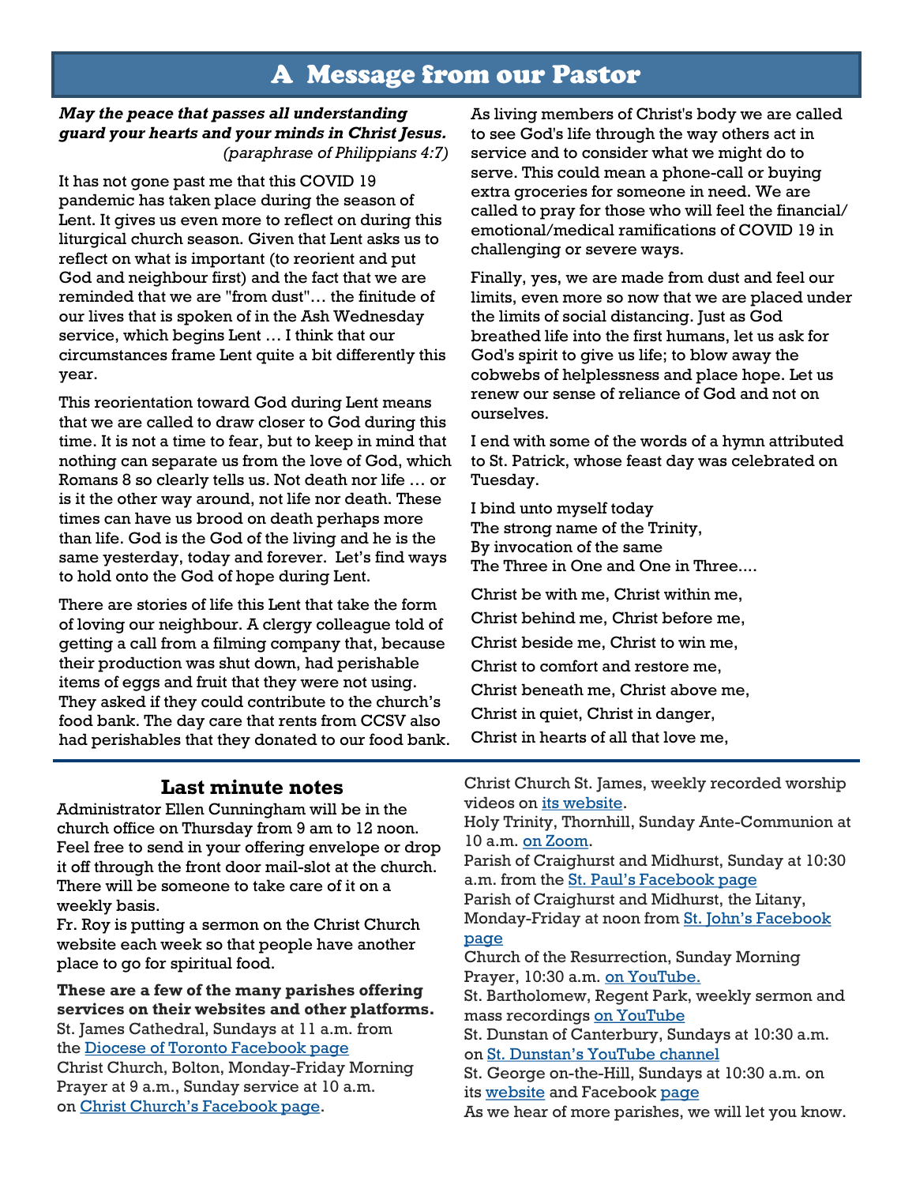# A Message from our Pastor

***May the peace that passes all understanding guard your hearts and your minds in Christ Jesus.***
*(paraphrase of Philippians 4:7)*

It has not gone past me that this COVID 19 pandemic has taken place during the season of Lent. It gives us even more to reflect on during this liturgical church season. Given that Lent asks us to reflect on what is important (to reorient and put God and neighbour first) and the fact that we are reminded that we are "from dust"… the finitude of our lives that is spoken of in the Ash Wednesday service, which begins Lent … I think that our circumstances frame Lent quite a bit differently this year.

This reorientation toward God during Lent means that we are called to draw closer to God during this time. It is not a time to fear, but to keep in mind that nothing can separate us from the love of God, which Romans 8 so clearly tells us. Not death nor life … or is it the other way around, not life nor death. These times can have us brood on death perhaps more than life. God is the God of the living and he is the same yesterday, today and forever. Let's find ways to hold onto the God of hope during Lent.

There are stories of life this Lent that take the form of loving our neighbour. A clergy colleague told of getting a call from a filming company that, because their production was shut down, had perishable items of eggs and fruit that they were not using. They asked if they could contribute to the church's food bank. The day care that rents from CCSV also had perishables that they donated to our food bank.

As living members of Christ's body we are called to see God's life through the way others act in service and to consider what we might do to serve. This could mean a phone-call or buying extra groceries for someone in need. We are called to pray for those who will feel the financial/ emotional/medical ramifications of COVID 19 in challenging or severe ways.

Finally, yes, we are made from dust and feel our limits, even more so now that we are placed under the limits of social distancing. Just as God breathed life into the first humans, let us ask for God's spirit to give us life; to blow away the cobwebs of helplessness and place hope. Let us renew our sense of reliance of God and not on ourselves.

I end with some of the words of a hymn attributed to St. Patrick, whose feast day was celebrated on Tuesday.

I bind unto myself today
The strong name of the Trinity,
By invocation of the same
The Three in One and One in Three....

Christ be with me, Christ within me,
Christ behind me, Christ before me,
Christ beside me, Christ to win me,
Christ to comfort and restore me,
Christ beneath me, Christ above me,
Christ in quiet, Christ in danger,
Christ in hearts of all that love me,

## Last minute notes

Administrator Ellen Cunningham will be in the church office on Thursday from 9 am to 12 noon. Feel free to send in your offering envelope or drop it off through the front door mail-slot at the church. There will be someone to take care of it on a weekly basis.

Fr. Roy is putting a sermon on the Christ Church website each week so that people have another place to go for spiritual food.

**These are a few of the many parishes offering services on their websites and other platforms.**

St. James Cathedral, Sundays at 11 a.m. from the Diocese of Toronto Facebook page
Christ Church, Bolton, Monday-Friday Morning Prayer at 9 a.m., Sunday service at 10 a.m. on Christ Church's Facebook page.
Christ Church St. James, weekly recorded worship videos on its website.
Holy Trinity, Thornhill, Sunday Ante-Communion at 10 a.m. on Zoom.
Parish of Craighurst and Midhurst, Sunday at 10:30 a.m. from the St. Paul's Facebook page
Parish of Craighurst and Midhurst, the Litany, Monday-Friday at noon from St. John's Facebook page
Church of the Resurrection, Sunday Morning Prayer, 10:30 a.m. on YouTube.
St. Bartholomew, Regent Park, weekly sermon and mass recordings on YouTube
St. Dunstan of Canterbury, Sundays at 10:30 a.m. on St. Dunstan's YouTube channel
St. George on-the-Hill, Sundays at 10:30 a.m. on its website and Facebook page
As we hear of more parishes, we will let you know.